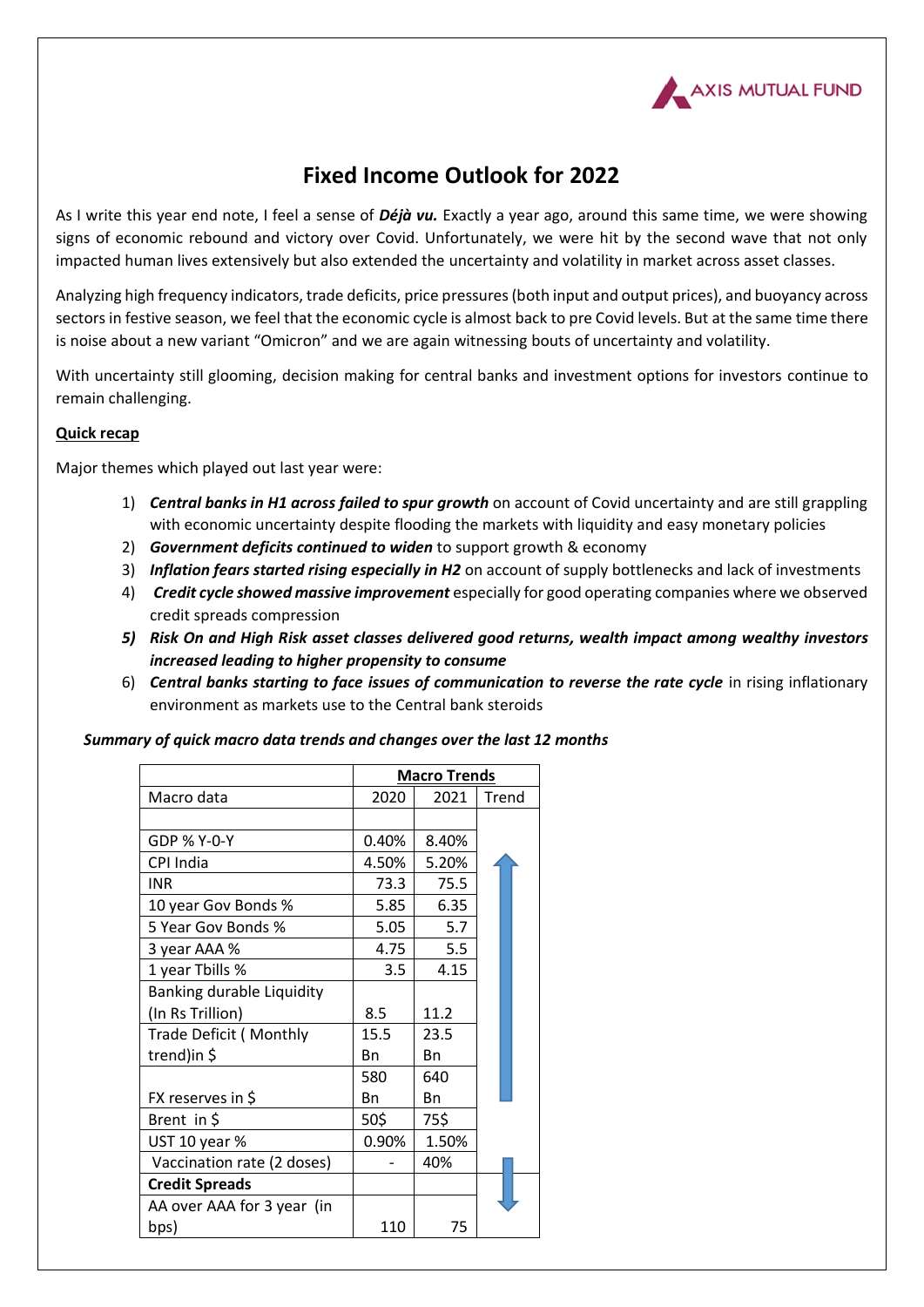AXIS MUTUAL FUND

# Fixed Income Outlook for 2022

As I write this year end note, I feel a sense of ***Déjà vu.*** Exactly a year ago, around this same time, we were showing signs of economic rebound and victory over Covid. Unfortunately, we were hit by the second wave that not only impacted human lives extensively but also extended the uncertainty and volatility in market across asset classes.

Analyzing high frequency indicators, trade deficits, price pressures (both input and output prices), and buoyancy across sectors in festive season, we feel that the economic cycle is almost back to pre Covid levels. But at the same time there is noise about a new variant "Omicron" and we are again witnessing bouts of uncertainty and volatility.

With uncertainty still glooming, decision making for central banks and investment options for investors continue to remain challenging.

## Quick recap

Major themes which played out last year were:

1) ***Central banks in H1 across failed to spur growth*** on account of Covid uncertainty and are still grappling with economic uncertainty despite flooding the markets with liquidity and easy monetary policies
2) ***Government deficits continued to widen*** to support growth & economy
3) ***Inflation fears started rising especially in H2*** on account of supply bottlenecks and lack of investments
4) ***Credit cycle showed massive improvement*** especially for good operating companies where we observed credit spreads compression
5) ***Risk On and High Risk asset classes delivered good returns, wealth impact among wealthy investors increased leading to higher propensity to consume***
6) ***Central banks starting to face issues of communication to reverse the rate cycle*** in rising inflationary environment as markets use to the Central bank steroids

***Summary of quick macro data trends and changes over the last 12 months***

| | **Macro Trends** | | |
|---|---|---|---|
| Macro data | 2020 | 2021 | Trend |
| | | | |
| GDP % Y-0-Y | 0.40% | 8.40% | ↑ |
| CPI India | 4.50% | 5.20% | ↑ |
| INR | 73.3 | 75.5 | ↑ |
| 10 year Gov Bonds % | 5.85 | 6.35 | ↑ |
| 5 Year Gov Bonds % | 5.05 | 5.7 | ↑ |
| 3 year AAA % | 4.75 | 5.5 | ↑ |
| 1 year Tbills % | 3.5 | 4.15 | ↑ |
| Banking durable Liquidity (In Rs Trillion) | 8.5 | 11.2 | ↑ |
| Trade Deficit ( Monthly trend)in $ | 15.5 Bn | 23.5 Bn | ↑ |
| FX reserves in $ | 580 Bn | 640 Bn | ↑ |
| Brent in $ | 50$ | 75$ | ↑ |
| UST 10 year % | 0.90% | 1.50% | ↑ |
| Vaccination rate (2 doses) | - | 40% | ↑ |
| **Credit Spreads** | | | ↓ |
| AA over AAA for 3 year (in bps) | 110 | 75 | ↓ |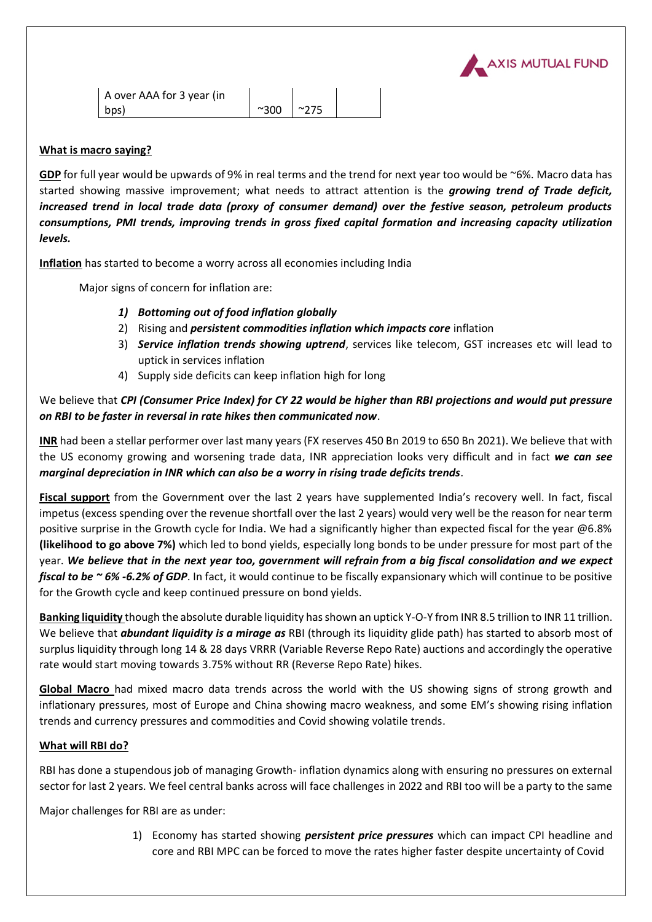| A over AAA for 3 year (in bps) | ~300 | ~275 | |
|---|---|---|---|

**What is macro saying?**

**GDP** for full year would be upwards of 9% in real terms and the trend for next year too would be ~6%. Macro data has started showing massive improvement; what needs to attract attention is the ***growing trend of Trade deficit, increased trend in local trade data (proxy of consumer demand) over the festive season, petroleum products consumptions, PMI trends, improving trends in gross fixed capital formation and increasing capacity utilization levels.***

**Inflation** has started to become a worry across all economies including India

Major signs of concern for inflation are:

1) ***Bottoming out of food inflation globally***
2) Rising and ***persistent commodities inflation which impacts core*** inflation
3) ***Service inflation trends showing uptrend***, services like telecom, GST increases etc will lead to uptick in services inflation
4) Supply side deficits can keep inflation high for long

We believe that ***CPI (Consumer Price Index) for CY 22 would be higher than RBI projections and would put pressure on RBI to be faster in reversal in rate hikes then communicated now***.

**INR** had been a stellar performer over last many years (FX reserves 450 Bn 2019 to 650 Bn 2021). We believe that with the US economy growing and worsening trade data, INR appreciation looks very difficult and in fact ***we can see marginal depreciation in INR which can also be a worry in rising trade deficits trends***.

**Fiscal support** from the Government over the last 2 years have supplemented India's recovery well. In fact, fiscal impetus (excess spending over the revenue shortfall over the last 2 years) would very well be the reason for near term positive surprise in the Growth cycle for India. We had a significantly higher than expected fiscal for the year @6.8% **(likelihood to go above 7%)** which led to bond yields, especially long bonds to be under pressure for most part of the year. ***We believe that in the next year too, government will refrain from a big fiscal consolidation and we expect fiscal to be ~ 6% -6.2% of GDP***. In fact, it would continue to be fiscally expansionary which will continue to be positive for the Growth cycle and keep continued pressure on bond yields.

**Banking liquidity** though the absolute durable liquidity has shown an uptick Y-O-Y from INR 8.5 trillion to INR 11 trillion. We believe that ***abundant liquidity is a mirage as*** RBI (through its liquidity glide path) has started to absorb most of surplus liquidity through long 14 & 28 days VRRR (Variable Reverse Repo Rate) auctions and accordingly the operative rate would start moving towards 3.75% without RR (Reverse Repo Rate) hikes.

**Global Macro** had mixed macro data trends across the world with the US showing signs of strong growth and inflationary pressures, most of Europe and China showing macro weakness, and some EM's showing rising inflation trends and currency pressures and commodities and Covid showing volatile trends.

**What will RBI do?**

RBI has done a stupendous job of managing Growth- inflation dynamics along with ensuring no pressures on external sector for last 2 years. We feel central banks across will face challenges in 2022 and RBI too will be a party to the same

Major challenges for RBI are as under:

1) Economy has started showing ***persistent price pressures*** which can impact CPI headline and core and RBI MPC can be forced to move the rates higher faster despite uncertainty of Covid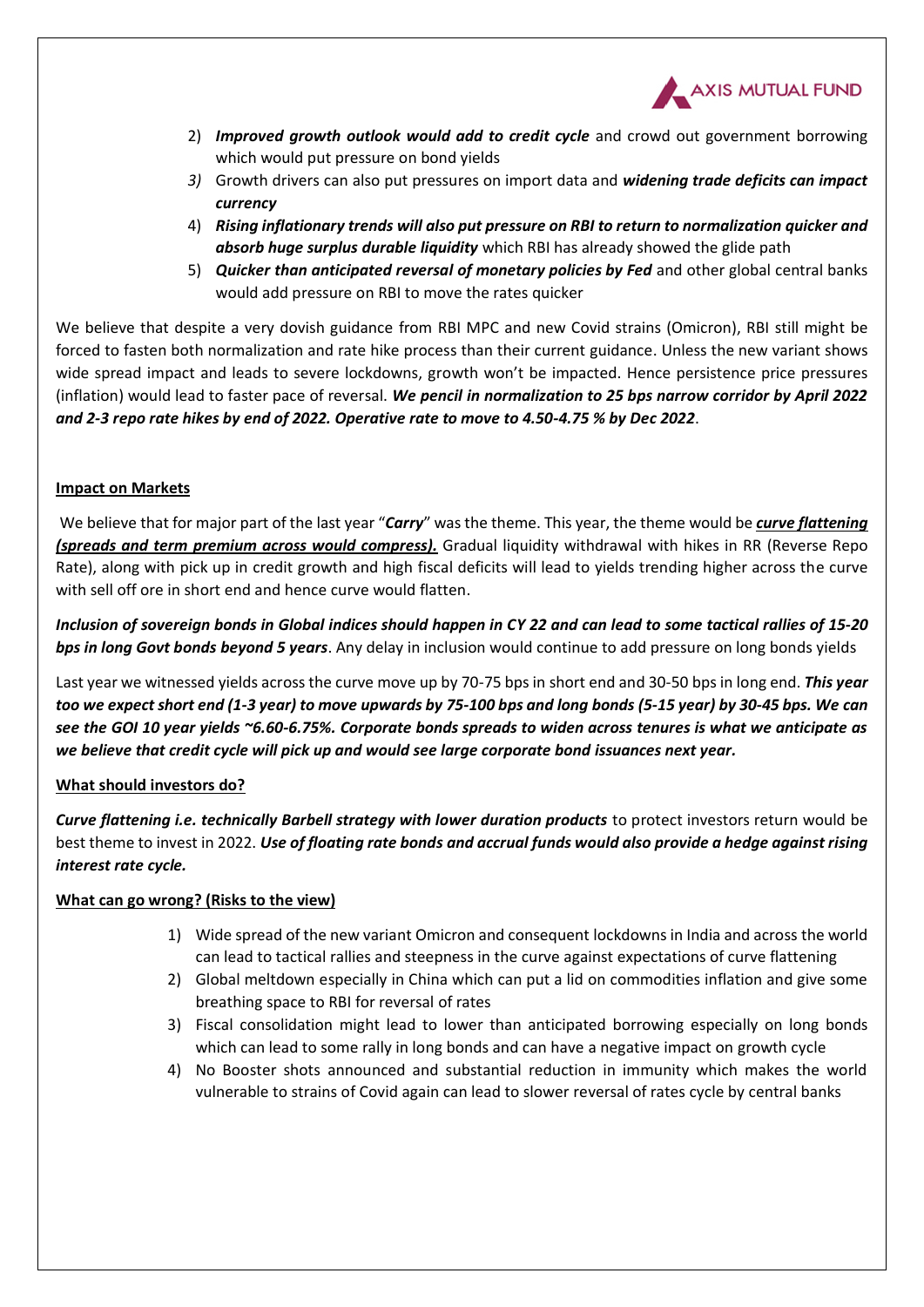2) ***Improved growth outlook would add to credit cycle*** and crowd out government borrowing which would put pressure on bond yields
3) Growth drivers can also put pressures on import data and ***widening trade deficits can impact currency***
4) ***Rising inflationary trends will also put pressure on RBI to return to normalization quicker and absorb huge surplus durable liquidity*** which RBI has already showed the glide path
5) ***Quicker than anticipated reversal of monetary policies by Fed*** and other global central banks would add pressure on RBI to move the rates quicker

We believe that despite a very dovish guidance from RBI MPC and new Covid strains (Omicron), RBI still might be forced to fasten both normalization and rate hike process than their current guidance. Unless the new variant shows wide spread impact and leads to severe lockdowns, growth won't be impacted. Hence persistence price pressures (inflation) would lead to faster pace of reversal. ***We pencil in normalization to 25 bps narrow corridor by April 2022 and 2-3 repo rate hikes by end of 2022. Operative rate to move to 4.50-4.75 % by Dec 2022***.

**Impact on Markets**

We believe that for major part of the last year "***Carry***" was the theme. This year, the theme would be ***curve flattening (spreads and term premium across would compress).*** Gradual liquidity withdrawal with hikes in RR (Reverse Repo Rate), along with pick up in credit growth and high fiscal deficits will lead to yields trending higher across the curve with sell off ore in short end and hence curve would flatten.

***Inclusion of sovereign bonds in Global indices should happen in CY 22 and can lead to some tactical rallies of 15-20 bps in long Govt bonds beyond 5 years***. Any delay in inclusion would continue to add pressure on long bonds yields

Last year we witnessed yields across the curve move up by 70-75 bps in short end and 30-50 bps in long end. ***This year too we expect short end (1-3 year) to move upwards by 75-100 bps and long bonds (5-15 year) by 30-45 bps. We can see the GOI 10 year yields ~6.60-6.75%. Corporate bonds spreads to widen across tenures is what we anticipate as we believe that credit cycle will pick up and would see large corporate bond issuances next year.***

**What should investors do?**

***Curve flattening i.e. technically Barbell strategy with lower duration products*** to protect investors return would be best theme to invest in 2022. ***Use of floating rate bonds and accrual funds would also provide a hedge against rising interest rate cycle.***

**What can go wrong? (Risks to the view)**

1) Wide spread of the new variant Omicron and consequent lockdowns in India and across the world can lead to tactical rallies and steepness in the curve against expectations of curve flattening
2) Global meltdown especially in China which can put a lid on commodities inflation and give some breathing space to RBI for reversal of rates
3) Fiscal consolidation might lead to lower than anticipated borrowing especially on long bonds which can lead to some rally in long bonds and can have a negative impact on growth cycle
4) No Booster shots announced and substantial reduction in immunity which makes the world vulnerable to strains of Covid again can lead to slower reversal of rates cycle by central banks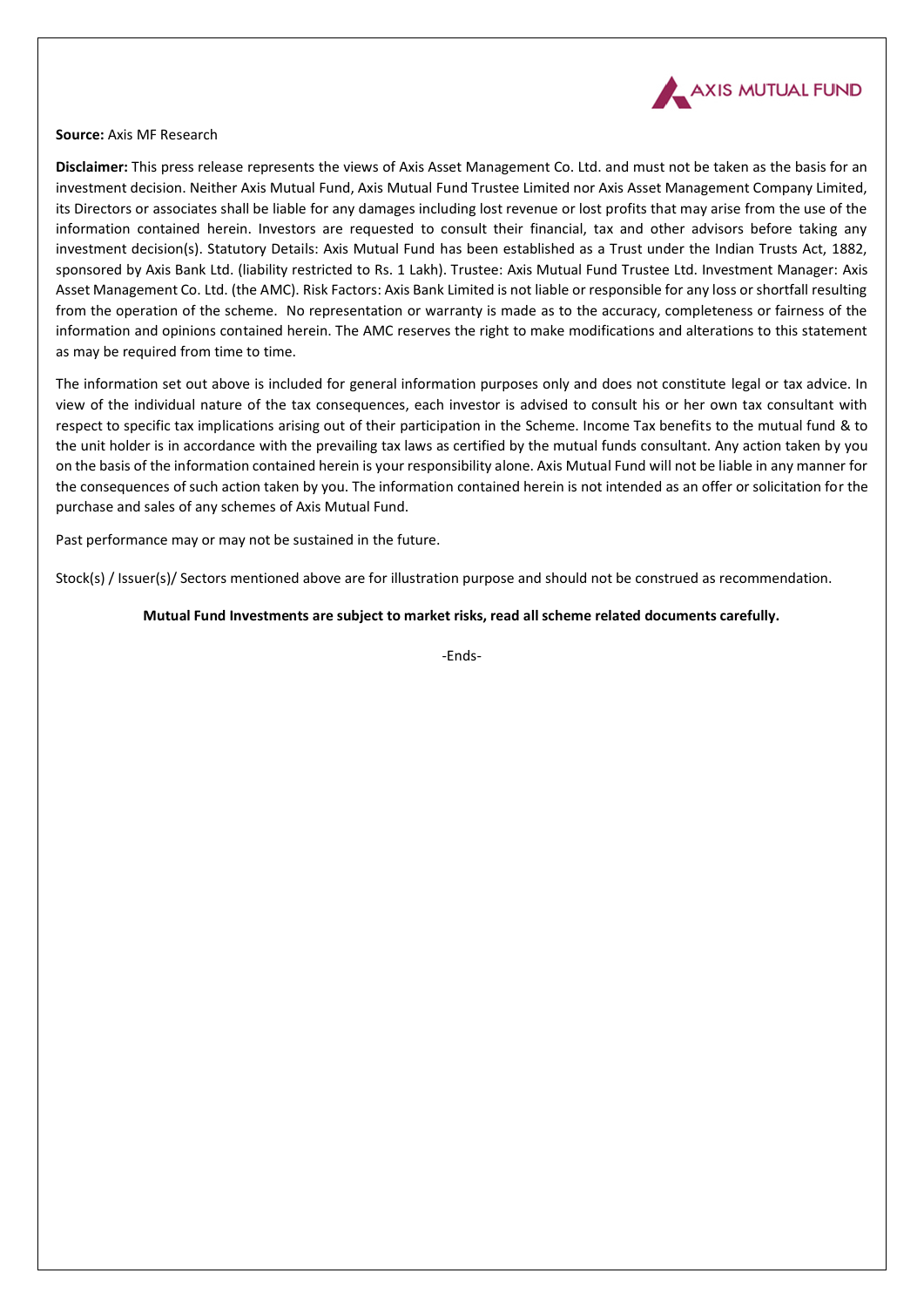**Source:** Axis MF Research

**Disclaimer:** This press release represents the views of Axis Asset Management Co. Ltd. and must not be taken as the basis for an investment decision. Neither Axis Mutual Fund, Axis Mutual Fund Trustee Limited nor Axis Asset Management Company Limited, its Directors or associates shall be liable for any damages including lost revenue or lost profits that may arise from the use of the information contained herein. Investors are requested to consult their financial, tax and other advisors before taking any investment decision(s). Statutory Details: Axis Mutual Fund has been established as a Trust under the Indian Trusts Act, 1882, sponsored by Axis Bank Ltd. (liability restricted to Rs. 1 Lakh). Trustee: Axis Mutual Fund Trustee Ltd. Investment Manager: Axis Asset Management Co. Ltd. (the AMC). Risk Factors: Axis Bank Limited is not liable or responsible for any loss or shortfall resulting from the operation of the scheme. No representation or warranty is made as to the accuracy, completeness or fairness of the information and opinions contained herein. The AMC reserves the right to make modifications and alterations to this statement as may be required from time to time.

The information set out above is included for general information purposes only and does not constitute legal or tax advice. In view of the individual nature of the tax consequences, each investor is advised to consult his or her own tax consultant with respect to specific tax implications arising out of their participation in the Scheme. Income Tax benefits to the mutual fund & to the unit holder is in accordance with the prevailing tax laws as certified by the mutual funds consultant. Any action taken by you on the basis of the information contained herein is your responsibility alone. Axis Mutual Fund will not be liable in any manner for the consequences of such action taken by you. The information contained herein is not intended as an offer or solicitation for the purchase and sales of any schemes of Axis Mutual Fund.

Past performance may or may not be sustained in the future.

Stock(s) / Issuer(s)/ Sectors mentioned above are for illustration purpose and should not be construed as recommendation.

**Mutual Fund Investments are subject to market risks, read all scheme related documents carefully.**

-Ends-